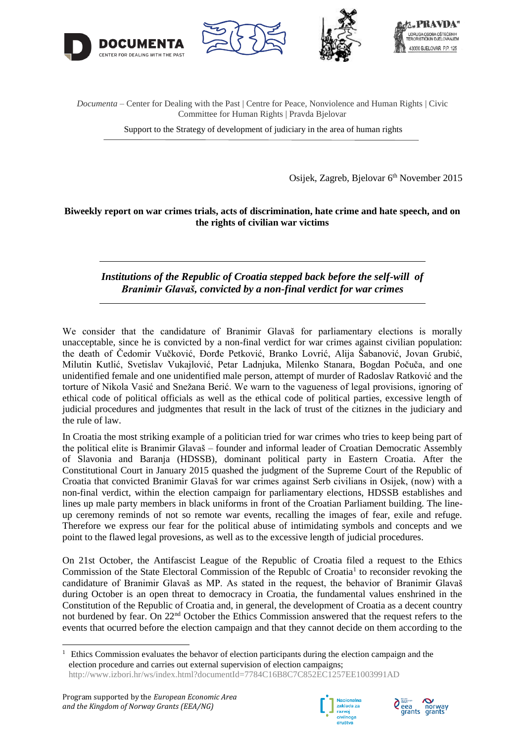*Documenta* – Center for Dealing with the Past | Centre for Peace, Nonviolence and Human Rights | Civic Committee for Human Rights | Pravda Bjelovar

Support to the Strategy of development of judiciary in the area of human rights

Osijek, Zagreb, Bjelovar 6th November 2015

**Biweekly report on war crimes trials, acts of discrimination, hate crime and hate speech, and on the rights of civilian war victims**

***Institutions of the Republic of Croatia stepped back before the self-will of Branimir Glavaš, convicted by a non-final verdict for war crimes***

We consider that the candidature of Branimir Glavaš for parliamentary elections is morally unacceptable, since he is convicted by a non-final verdict for war crimes against civilian population: the death of Čedomir Vučković, Đorđe Petković, Branko Lovrić, Alija Šabanović, Jovan Grubić, Milutin Kutlić, Svetislav Vukajlović, Petar Ladnjuka, Milenko Stanara, Bogdan Počuča, and one unidentified female and one unidentified male person, attempt of murder of Radoslav Ratković and the torture of Nikola Vasić and Snežana Berić. We warn to the vagueness of legal provisions, ignoring of ethical code of political officials as well as the ethical code of political parties, excessive length of judicial procedures and judgmentes that result in the lack of trust of the citiznes in the judiciary and the rule of law.

In Croatia the most striking example of a politician tried for war crimes who tries to keep being part of the political elite is Branimir Glavaš – founder and informal leader of Croatian Democratic Assembly of Slavonia and Baranja (HDSSB), dominant political party in Eastern Croatia. After the Constitutional Court in January 2015 quashed the judgment of the Supreme Court of the Republic of Croatia that convicted Branimir Glavaš for war crimes against Serb civilians in Osijek, (now) with a non-final verdict, within the election campaign for parliamentary elections, HDSSB establishes and lines up male party members in black uniforms in front of the Croatian Parliament building. The line-up ceremony reminds of not so remote war events, recalling the images of fear, exile and refuge. Therefore we express our fear for the political abuse of intimidating symbols and concepts and we point to the flawed legal provesions, as well as to the excessive length of judicial procedures.

On 21st October, the Antifascist League of the Republic of Croatia filed a request to the Ethics Commission of the State Electoral Commission of the Republc of Croatia[1] to reconsider revoking the candidature of Branimir Glavaš as MP. As stated in the request, the behavior of Branimir Glavaš during October is an open threat to democracy in Croatia, the fundamental values enshrined in the Constitution of the Republic of Croatia and, in general, the development of Croatia as a decent country not burdened by fear. On 22nd October the Ethics Commission answered that the request refers to the events that ocurred before the election campaign and that they cannot decide on them according to the

[1] Ethics Commission evaluates the behavor of election participants during the election campaign and the election procedure and carries out external supervision of election campaigns; http://www.izbori.hr/ws/index.html?documentId=7784C16B8C7C852EC1257EE1003991AD

Program supported by the *European Economic Area and the Kingdom of Norway Grants (EEA/NG)*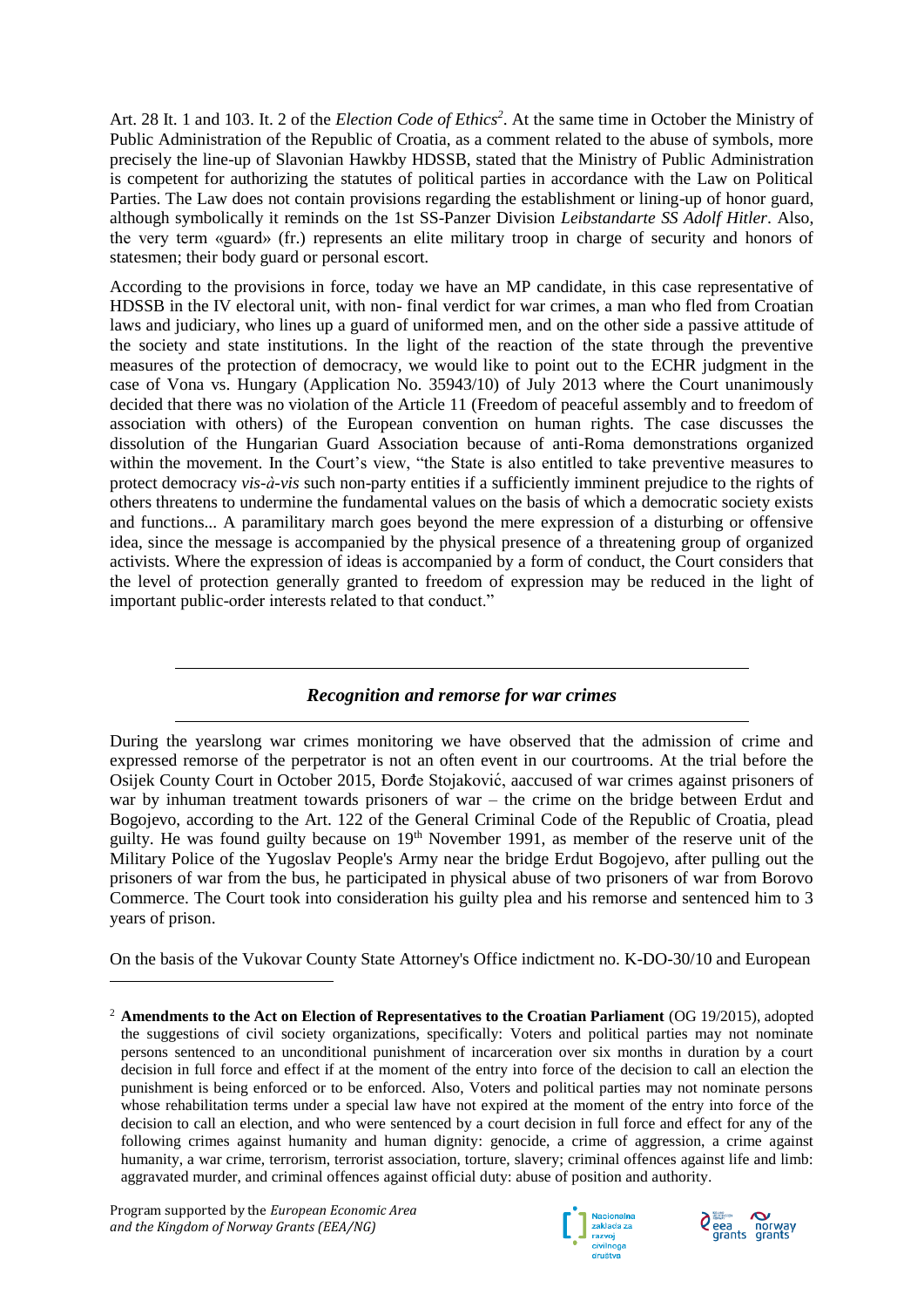Art. 28 It. 1 and 103. It. 2 of the *Election Code of Ethics*[2]. At the same time in October the Ministry of Public Administration of the Republic of Croatia, as a comment related to the abuse of symbols, more precisely the line-up of Slavonian Hawkby HDSSB, stated that the Ministry of Public Administration is competent for authorizing the statutes of political parties in accordance with the Law on Political Parties. The Law does not contain provisions regarding the establishment or lining-up of honor guard, although symbolically it reminds on the 1st SS-Panzer Division *Leibstandarte SS Adolf Hitler*. Also, the very term «guard» (fr.) represents an elite military troop in charge of security and honors of statesmen; their body guard or personal escort.

According to the provisions in force, today we have an MP candidate, in this case representative of HDSSB in the IV electoral unit, with non- final verdict for war crimes, a man who fled from Croatian laws and judiciary, who lines up a guard of uniformed men, and on the other side a passive attitude of the society and state institutions. In the light of the reaction of the state through the preventive measures of the protection of democracy, we would like to point out to the ECHR judgment in the case of Vona vs. Hungary (Application No. 35943/10) of July 2013 where the Court unanimously decided that there was no violation of the Article 11 (Freedom of peaceful assembly and to freedom of association with others) of the European convention on human rights. The case discusses the dissolution of the Hungarian Guard Association because of anti-Roma demonstrations organized within the movement. In the Court's view, "the State is also entitled to take preventive measures to protect democracy *vis-à-vis* such non-party entities if a sufficiently imminent prejudice to the rights of others threatens to undermine the fundamental values on the basis of which a democratic society exists and functions... A paramilitary march goes beyond the mere expression of a disturbing or offensive idea, since the message is accompanied by the physical presence of a threatening group of organized activists. Where the expression of ideas is accompanied by a form of conduct, the Court considers that the level of protection generally granted to freedom of expression may be reduced in the light of important public-order interests related to that conduct."

## *Recognition and remorse for war crimes*

During the yearslong war crimes monitoring we have observed that the admission of crime and expressed remorse of the perpetrator is not an often event in our courtrooms. At the trial before the Osijek County Court in October 2015, Đorđe Stojaković, aaccused of war crimes against prisoners of war by inhuman treatment towards prisoners of war – the crime on the bridge between Erdut and Bogojevo, according to the Art. 122 of the General Criminal Code of the Republic of Croatia, plead guilty. He was found guilty because on 19th November 1991, as member of the reserve unit of the Military Police of the Yugoslav People's Army near the bridge Erdut Bogojevo, after pulling out the prisoners of war from the bus, he participated in physical abuse of two prisoners of war from Borovo Commerce. The Court took into consideration his guilty plea and his remorse and sentenced him to 3 years of prison.

On the basis of the Vukovar County State Attorney's Office indictment no. K-DO-30/10 and European

---

[2] **Amendments to the Act on Election of Representatives to the Croatian Parliament** (OG 19/2015), adopted the suggestions of civil society organizations, specifically: Voters and political parties may not nominate persons sentenced to an unconditional punishment of incarceration over six months in duration by a court decision in full force and effect if at the moment of the entry into force of the decision to call an election the punishment is being enforced or to be enforced. Also, Voters and political parties may not nominate persons whose rehabilitation terms under a special law have not expired at the moment of the entry into force of the decision to call an election, and who were sentenced by a court decision in full force and effect for any of the following crimes against humanity and human dignity: genocide, a crime of aggression, a crime against humanity, a war crime, terrorism, terrorist association, torture, slavery; criminal offences against life and limb: aggravated murder, and criminal offences against official duty: abuse of position and authority.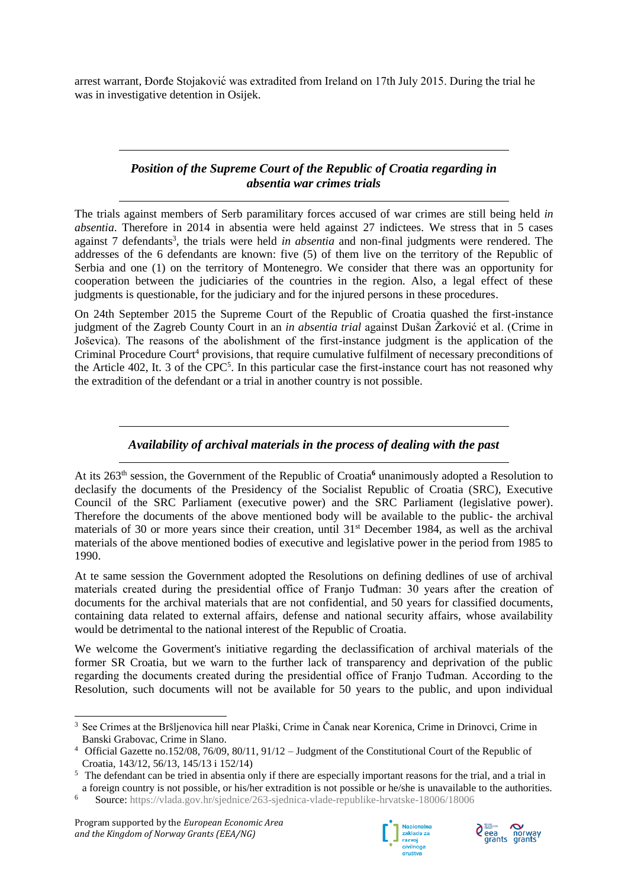arrest warrant, Đorđe Stojaković was extradited from Ireland on 17th July 2015. During the trial he was in investigative detention in Osijek.

## *Position of the Supreme Court of the Republic of Croatia regarding in absentia war crimes trials*

The trials against members of Serb paramilitary forces accused of war crimes are still being held *in absentia*. Therefore in 2014 in absentia were held against 27 indictees. We stress that in 5 cases against 7 defendants[3], the trials were held *in absentia* and non-final judgments were rendered. The addresses of the 6 defendants are known: five (5) of them live on the territory of the Republic of Serbia and one (1) on the territory of Montenegro. We consider that there was an opportunity for cooperation between the judiciaries of the countries in the region. Also, a legal effect of these judgments is questionable, for the judiciary and for the injured persons in these procedures.

On 24th September 2015 the Supreme Court of the Republic of Croatia quashed the first-instance judgment of the Zagreb County Court in an *in absentia trial* against Dušan Žarković et al. (Crime in Joševica). The reasons of the abolishment of the first-instance judgment is the application of the Criminal Procedure Court[4] provisions, that require cumulative fulfilment of necessary preconditions of the Article 402, It. 3 of the CPC[5]. In this particular case the first-instance court has not reasoned why the extradition of the defendant or a trial in another country is not possible.

## *Availability of archival materials in the process of dealing with the past*

At its 263[th] session, the Government of the Republic of Croatia[6] unanimously adopted a Resolution to declasify the documents of the Presidency of the Socialist Republic of Croatia (SRC), Executive Council of the SRC Parliament (executive power) and the SRC Parliament (legislative power). Therefore the documents of the above mentioned body will be available to the public- the archival materials of 30 or more years since their creation, until 31[st] December 1984, as well as the archival materials of the above mentioned bodies of executive and legislative power in the period from 1985 to 1990.

At te same session the Government adopted the Resolutions on defining dedlines of use of archival materials created during the presidential office of Franjo Tuđman: 30 years after the creation of documents for the archival materials that are not confidential, and 50 years for classified documents, containing data related to external affairs, defense and national security affairs, whose availability would be detrimental to the national interest of the Republic of Croatia.

We welcome the Goverment's initiative regarding the declassification of archival materials of the former SR Croatia, but we warn to the further lack of transparency and deprivation of the public regarding the documents created during the presidential office of Franjo Tuđman. According to the Resolution, such documents will not be available for 50 years to the public, and upon individual

---

[3] See Crimes at the Bršljenovica hill near Plaški, Crime in Čanak near Korenica, Crime in Drinovci, Crime in Banski Grabovac, Crime in Slano.

[4] Official Gazette no.152/08, 76/09, 80/11, 91/12 – Judgment of the Constitutional Court of the Republic of Croatia, 143/12, 56/13, 145/13 i 152/14)

[5] The defendant can be tried in absentia only if there are especially important reasons for the trial, and a trial in a foreign country is not possible, or his/her extradition is not possible or he/she is unavailable to the authorities.

[6] Source: https://vlada.gov.hr/sjednice/263-sjednica-vlade-republike-hrvatske-18006/18006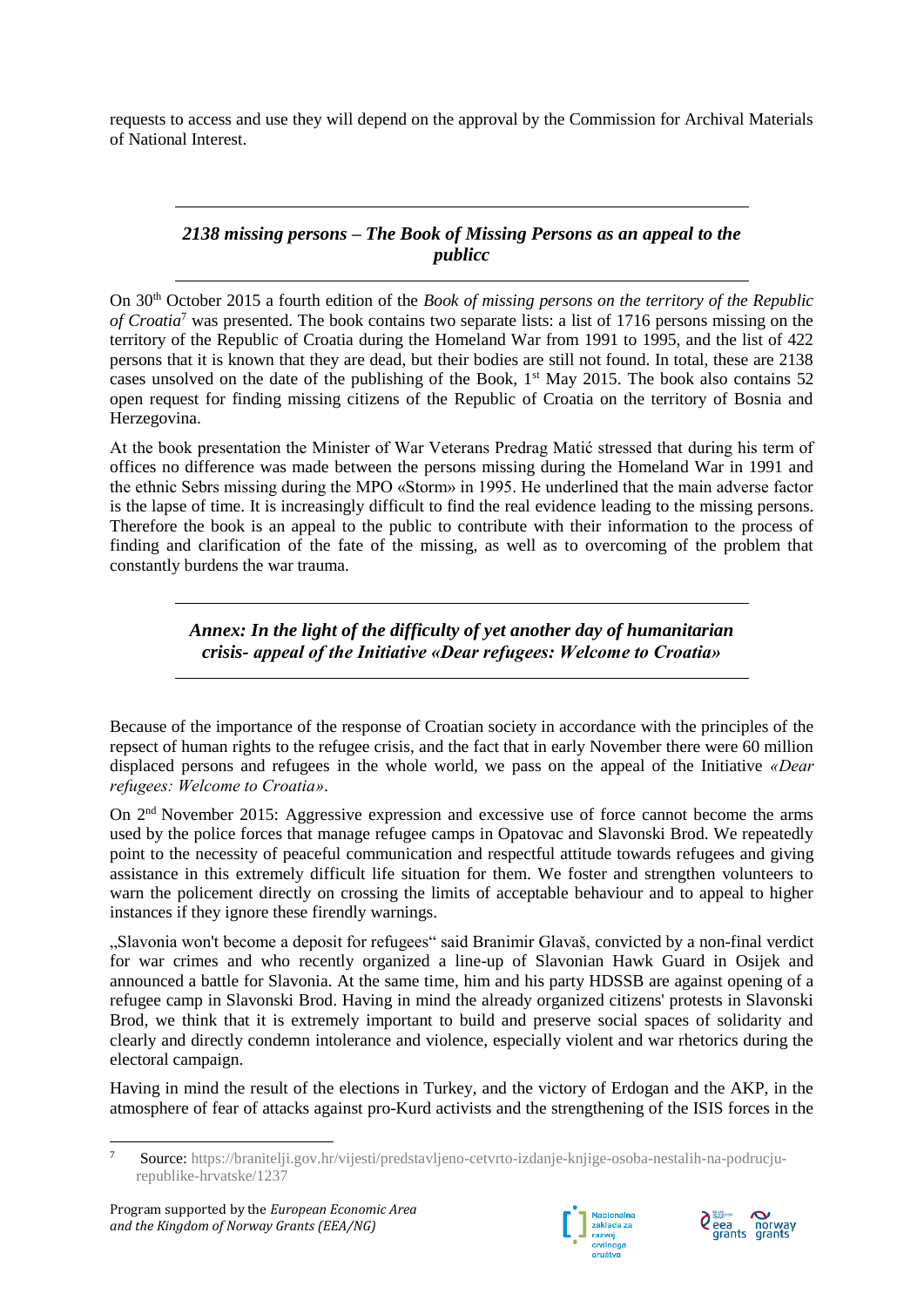requests to access and use they will depend on the approval by the Commission for Archival Materials of National Interest.

## *2138 missing persons – The Book of Missing Persons as an appeal to the publicc*

On 30th October 2015 a fourth edition of the *Book of missing persons on the territory of the Republic of Croatia*[7] was presented. The book contains two separate lists: a list of 1716 persons missing on the territory of the Republic of Croatia during the Homeland War from 1991 to 1995, and the list of 422 persons that it is known that they are dead, but their bodies are still not found. In total, these are 2138 cases unsolved on the date of the publishing of the Book, 1st May 2015. The book also contains 52 open request for finding missing citizens of the Republic of Croatia on the territory of Bosnia and Herzegovina.

At the book presentation the Minister of War Veterans Predrag Matić stressed that during his term of offices no difference was made between the persons missing during the Homeland War in 1991 and the ethnic Sebrs missing during the MPO «Storm» in 1995. He underlined that the main adverse factor is the lapse of time. It is increasingly difficult to find the real evidence leading to the missing persons. Therefore the book is an appeal to the public to contribute with their information to the process of finding and clarification of the fate of the missing, as well as to overcoming of the problem that constantly burdens the war trauma.

## *Annex: In the light of the difficulty of yet another day of humanitarian crisis- appeal of the Initiative «Dear refugees: Welcome to Croatia»*

Because of the importance of the response of Croatian society in accordance with the principles of the repsect of human rights to the refugee crisis, and the fact that in early November there were 60 million displaced persons and refugees in the whole world, we pass on the appeal of the Initiative *«Dear refugees: Welcome to Croatia»*.

On 2nd November 2015: Aggressive expression and excessive use of force cannot become the arms used by the police forces that manage refugee camps in Opatovac and Slavonski Brod. We repeatedly point to the necessity of peaceful communication and respectful attitude towards refugees and giving assistance in this extremely difficult life situation for them. We foster and strengthen volunteers to warn the policement directly on crossing the limits of acceptable behaviour and to appeal to higher instances if they ignore these firendly warnings.

„Slavonia won't become a deposit for refugees" said Branimir Glavaš, convicted by a non-final verdict for war crimes and who recently organized a line-up of Slavonian Hawk Guard in Osijek and announced a battle for Slavonia. At the same time, him and his party HDSSB are against opening of a refugee camp in Slavonski Brod. Having in mind the already organized citizens' protests in Slavonski Brod, we think that it is extremely important to build and preserve social spaces of solidarity and clearly and directly condemn intolerance and violence, especially violent and war rhetorics during the electoral campaign.

Having in mind the result of the elections in Turkey, and the victory of Erdogan and the AKP, in the atmosphere of fear of attacks against pro-Kurd activists and the strengthening of the ISIS forces in the

---

[7] Source: https://branitelji.gov.hr/vijesti/predstavljeno-cetvrto-izdanje-knjige-osoba-nestalih-na-podrucju-republike-hrvatske/1237

Program supported by the *European Economic Area and the Kingdom of Norway Grants (EEA/NG)*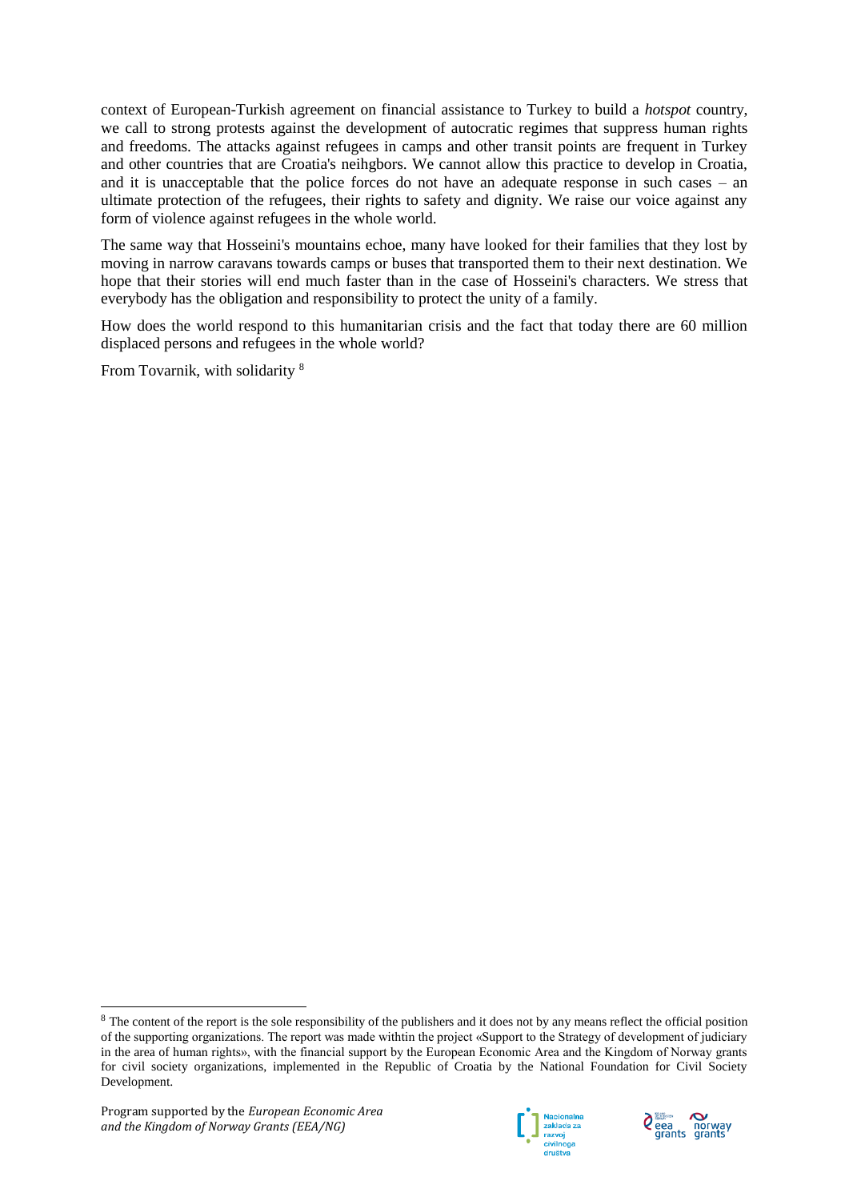context of European-Turkish agreement on financial assistance to Turkey to build a *hotspot* country, we call to strong protests against the development of autocratic regimes that suppress human rights and freedoms. The attacks against refugees in camps and other transit points are frequent in Turkey and other countries that are Croatia's neihgbors. We cannot allow this practice to develop in Croatia, and it is unacceptable that the police forces do not have an adequate response in such cases – an ultimate protection of the refugees, their rights to safety and dignity. We raise our voice against any form of violence against refugees in the whole world.

The same way that Hosseini's mountains echoe, many have looked for their families that they lost by moving in narrow caravans towards camps or buses that transported them to their next destination. We hope that their stories will end much faster than in the case of Hosseini's characters. We stress that everybody has the obligation and responsibility to protect the unity of a family.

How does the world respond to this humanitarian crisis and the fact that today there are 60 million displaced persons and refugees in the whole world?

From Tovarnik, with solidarity [8]

---

[8] The content of the report is the sole responsibility of the publishers and it does not by any means reflect the official position of the supporting organizations. The report was made withtin the project «Support to the Strategy of development of judiciary in the area of human rights», with the financial support by the European Economic Area and the Kingdom of Norway grants for civil society organizations, implemented in the Republic of Croatia by the National Foundation for Civil Society Development.

Program supported by the *European Economic Area and the Kingdom of Norway Grants (EEA/NG)*

Nacionalna zaklada za razvoj civilnoga društva

eea grants norway grants